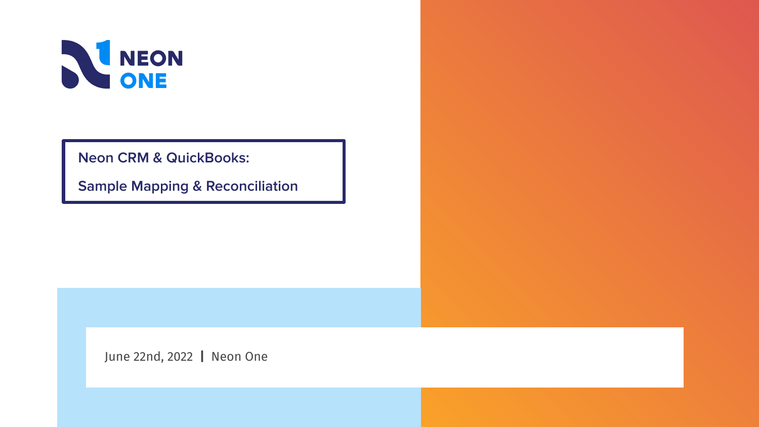NEON ONE

# Neon CRM & QuickBooks:

# Sample Mapping & Reconciliation

June 22nd, 2022 | Neon One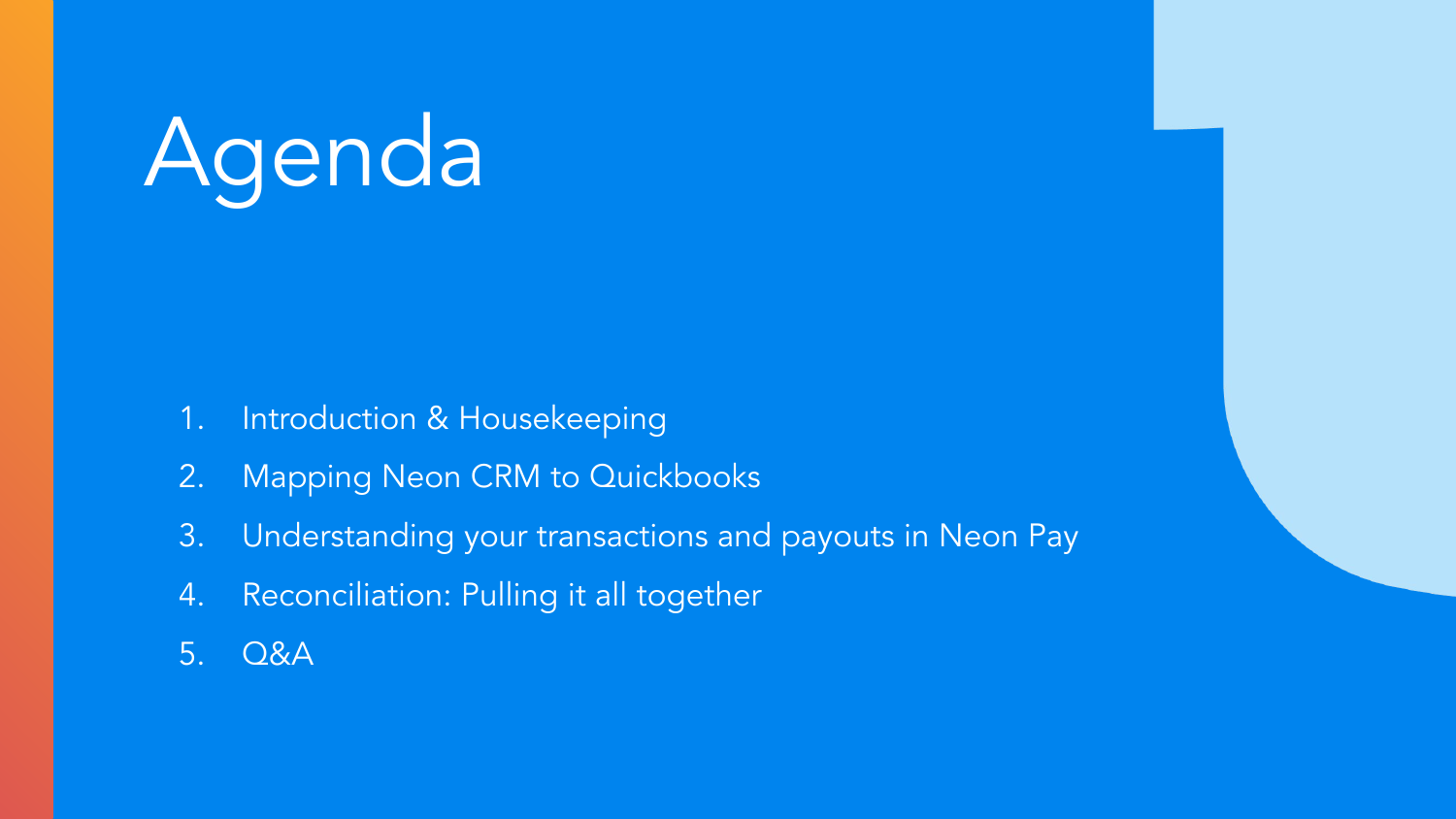# Agenda

1. Introduction & Housekeeping
2. Mapping Neon CRM to Quickbooks
3. Understanding your transactions and payouts in Neon Pay
4. Reconciliation: Pulling it all together
5. Q&A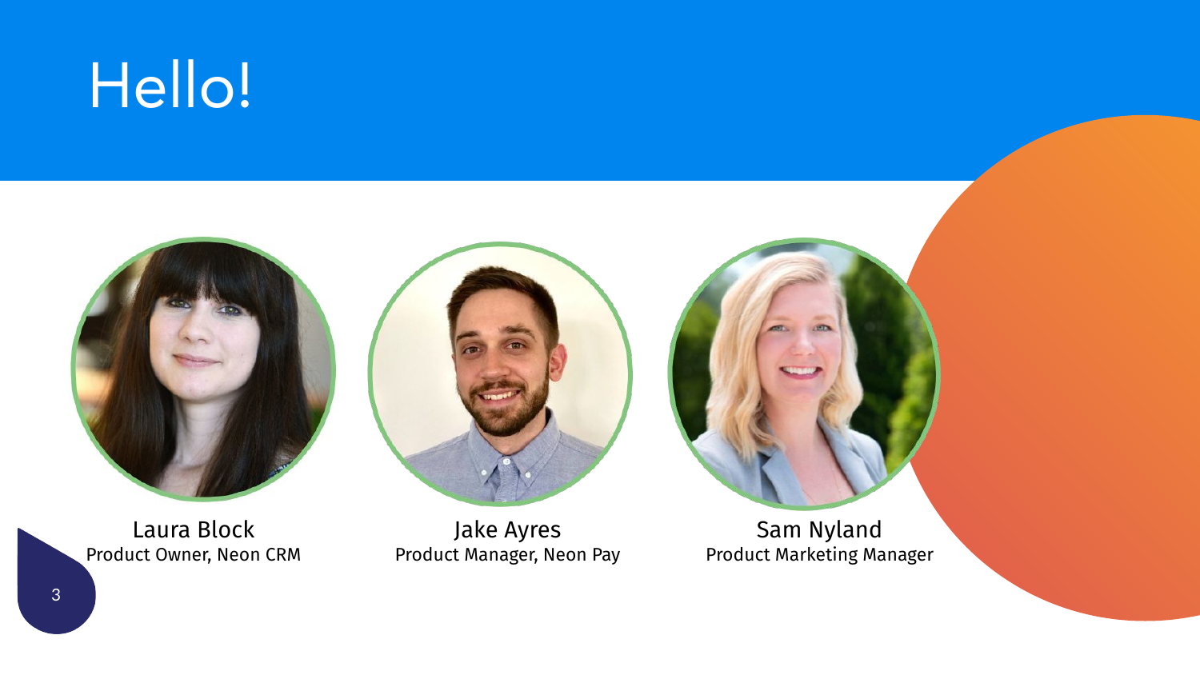# Hello!

Laura Block
Product Owner, Neon CRM

Jake Ayres
Product Manager, Neon Pay

Sam Nyland
Product Marketing Manager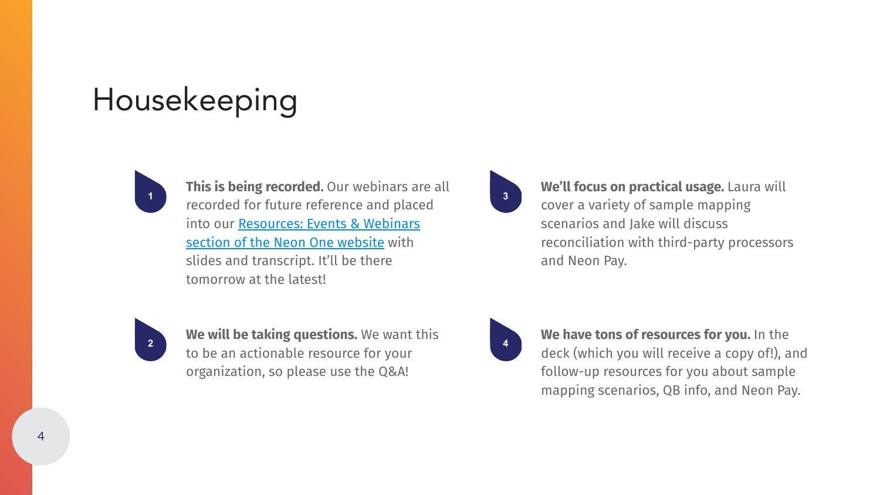# Housekeeping

1. **This is being recorded.** Our webinars are all recorded for future reference and placed into our Resources: Events & Webinars section of the Neon One website with slides and transcript. It'll be there tomorrow at the latest!

2. **We will be taking questions.** We want this to be an actionable resource for your organization, so please use the Q&A!

3. **We'll focus on practical usage.** Laura will cover a variety of sample mapping scenarios and Jake will discuss reconciliation with third-party processors and Neon Pay.

4. **We have tons of resources for you.** In the deck (which you will receive a copy of!), and follow-up resources for you about sample mapping scenarios, QB info, and Neon Pay.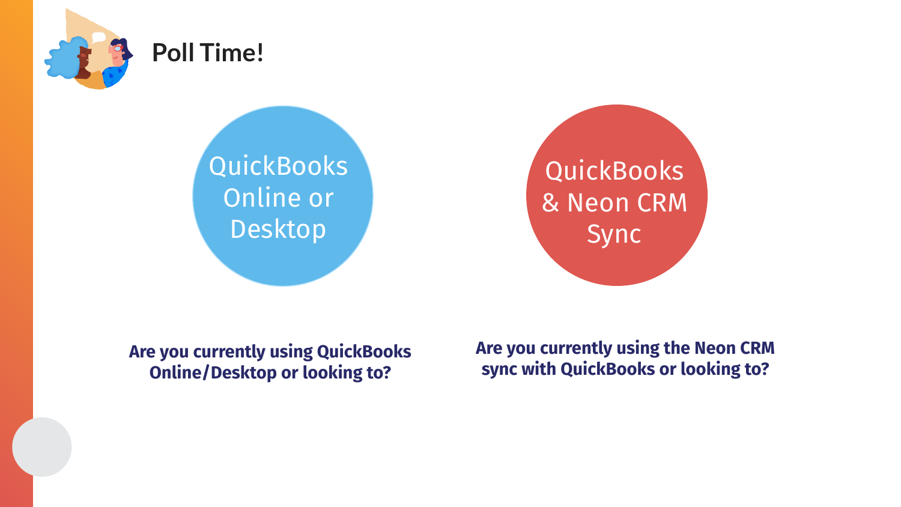# Poll Time!

QuickBooks Online or Desktop

QuickBooks & Neon CRM Sync

**Are you currently using QuickBooks Online/Desktop or looking to?**

**Are you currently using the Neon CRM sync with QuickBooks or looking to?**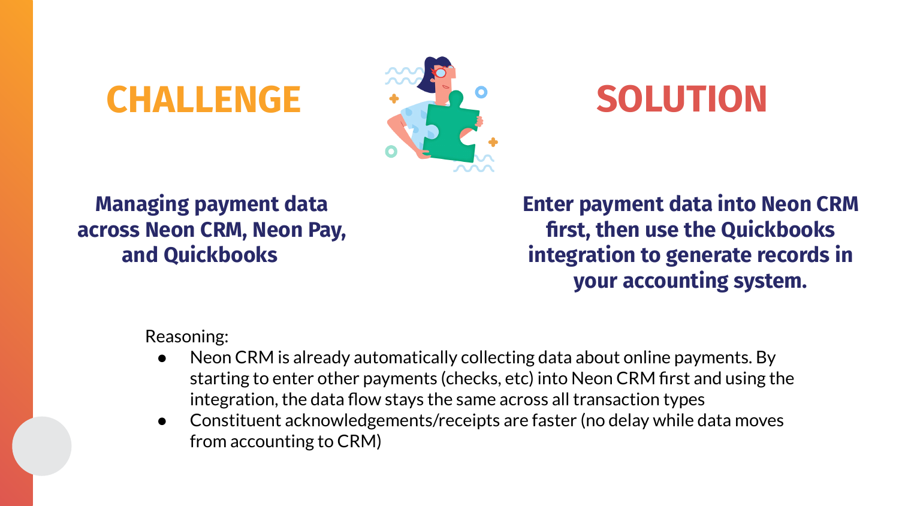## CHALLENGE

**Managing payment data across Neon CRM, Neon Pay, and Quickbooks**

## SOLUTION

**Enter payment data into Neon CRM first, then use the Quickbooks integration to generate records in your accounting system.**

Reasoning:

- Neon CRM is already automatically collecting data about online payments. By starting to enter other payments (checks, etc) into Neon CRM first and using the integration, the data flow stays the same across all transaction types
- Constituent acknowledgements/receipts are faster (no delay while data moves from accounting to CRM)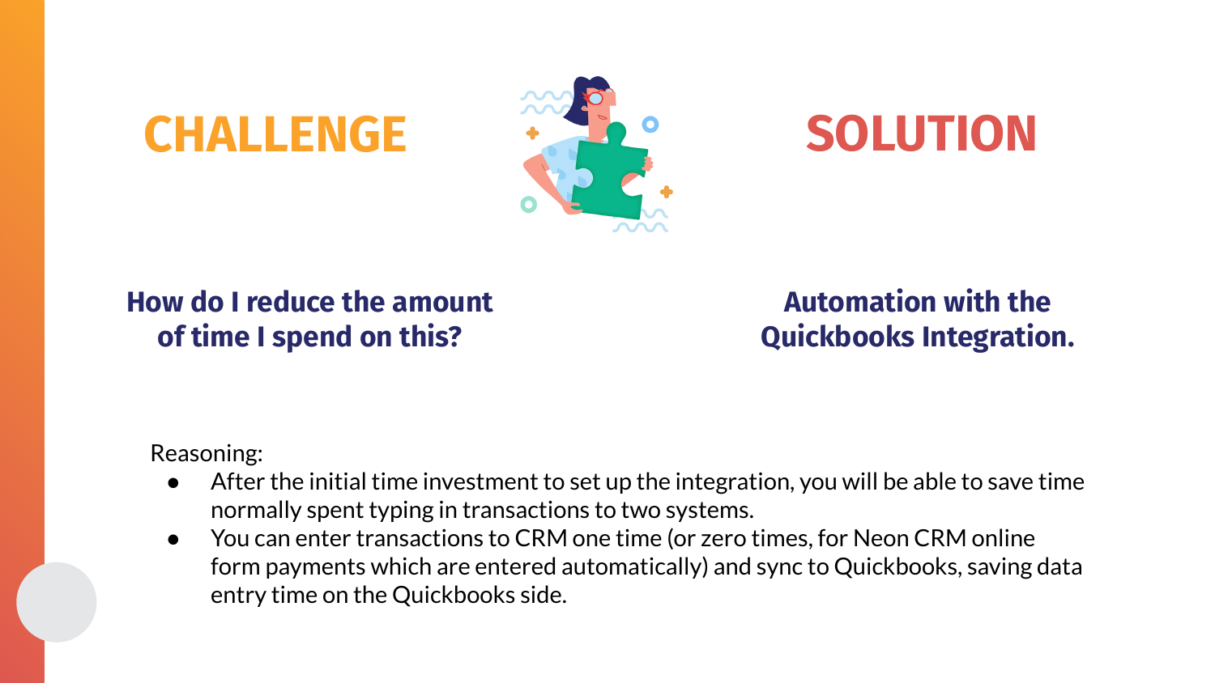## CHALLENGE

**How do I reduce the amount of time I spend on this?**

## SOLUTION

**Automation with the Quickbooks Integration.**

Reasoning:

- After the initial time investment to set up the integration, you will be able to save time normally spent typing in transactions to two systems.
- You can enter transactions to CRM one time (or zero times, for Neon CRM online form payments which are entered automatically) and sync to Quickbooks, saving data entry time on the Quickbooks side.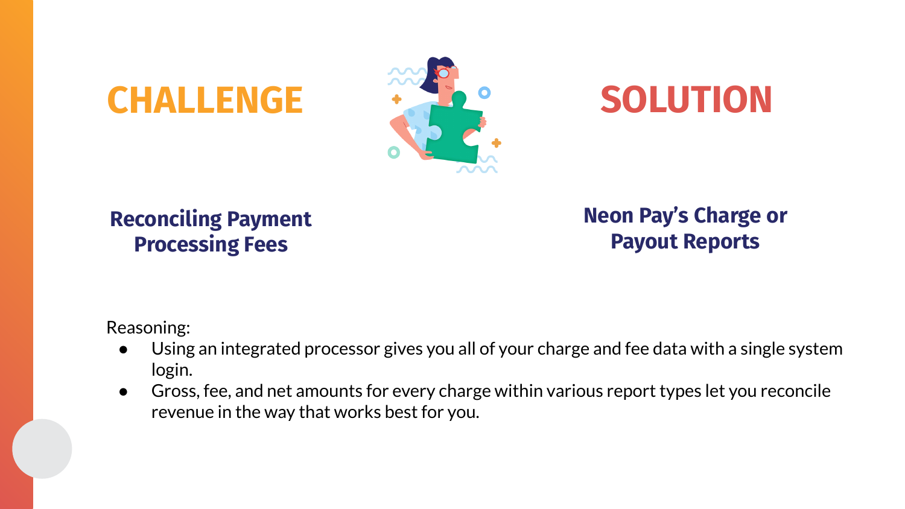## CHALLENGE

**Reconciling Payment Processing Fees**

## SOLUTION

**Neon Pay's Charge or Payout Reports**

Reasoning:

- Using an integrated processor gives you all of your charge and fee data with a single system login.
- Gross, fee, and net amounts for every charge within various report types let you reconcile revenue in the way that works best for you.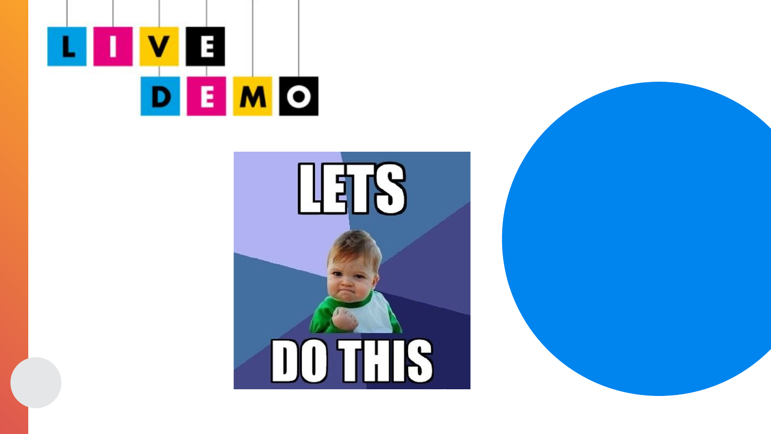# LIVE DEMO

LETS DO THIS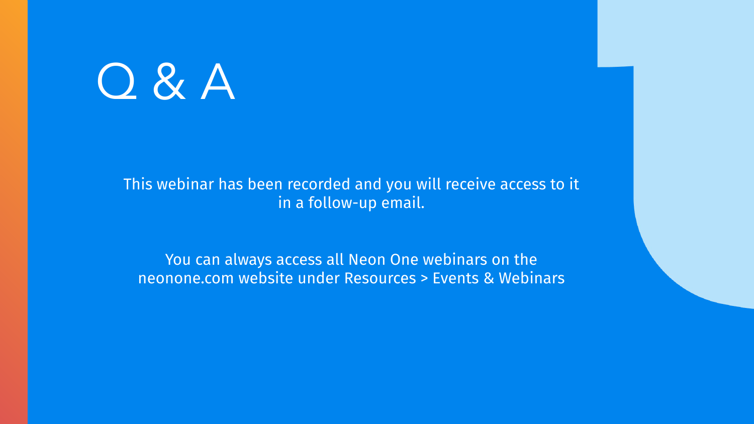# Q & A

This webinar has been recorded and you will receive access to it in a follow-up email.

You can always access all Neon One webinars on the neonone.com website under Resources > Events & Webinars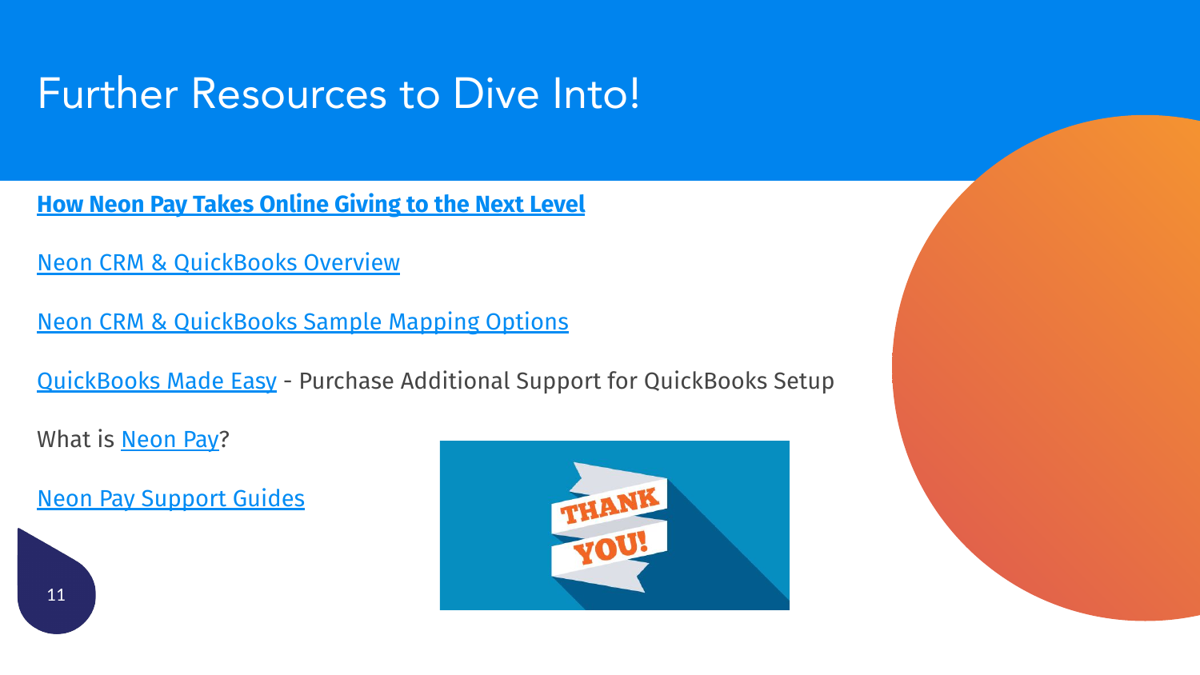# Further Resources to Dive Into!

**How Neon Pay Takes Online Giving to the Next Level**

Neon CRM & QuickBooks Overview

Neon CRM & QuickBooks Sample Mapping Options

QuickBooks Made Easy - Purchase Additional Support for QuickBooks Setup

What is Neon Pay?

Neon Pay Support Guides